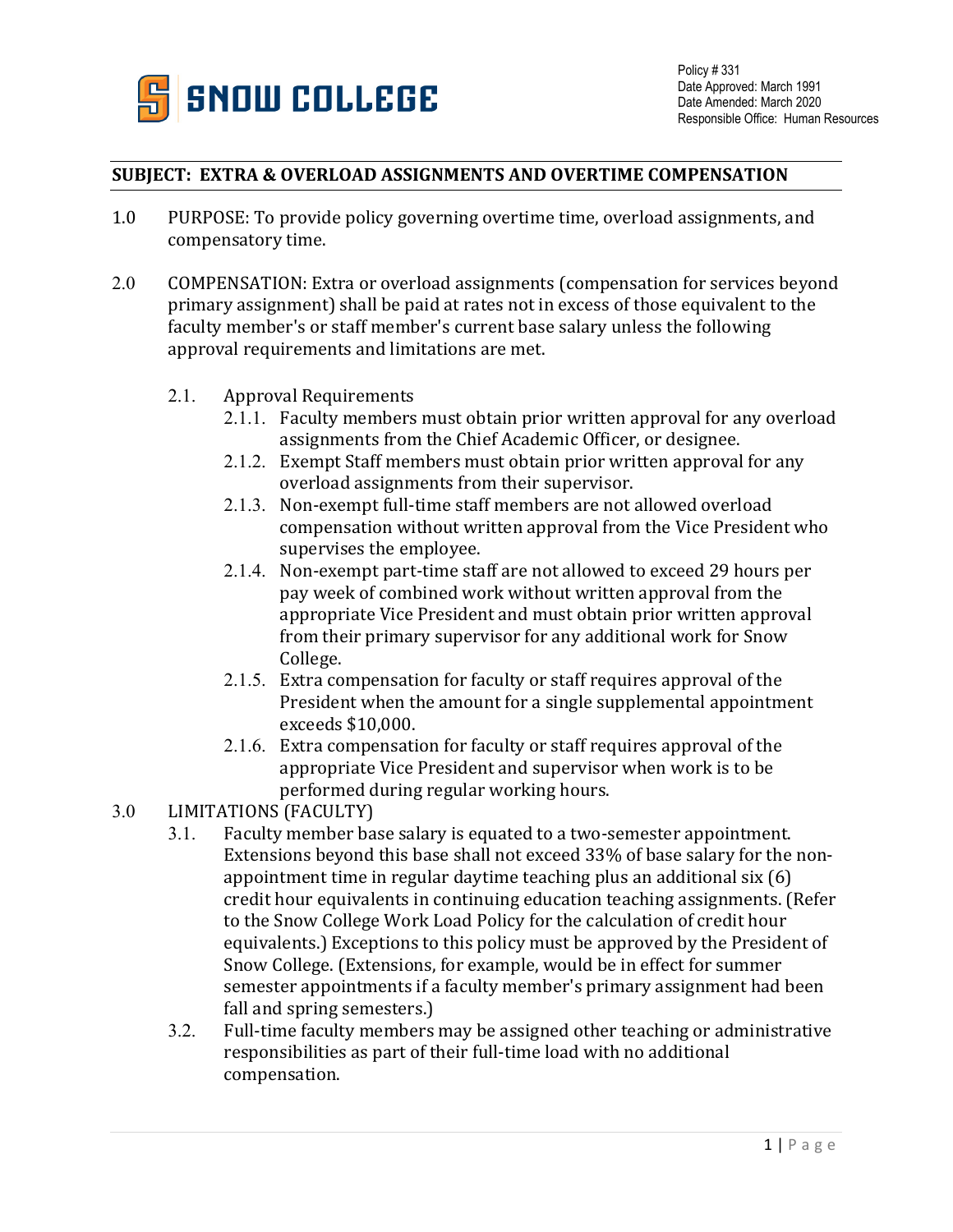SNOW COLLEGE

Policy # 331
Date Approved: March 1991
Date Amended: March 2020
Responsible Office: Human Resources

## SUBJECT: EXTRA & OVERLOAD ASSIGNMENTS AND OVERTIME COMPENSATION

1.0 PURPOSE: To provide policy governing overtime time, overload assignments, and compensatory time.

2.0 COMPENSATION: Extra or overload assignments (compensation for services beyond primary assignment) shall be paid at rates not in excess of those equivalent to the faculty member's or staff member's current base salary unless the following approval requirements and limitations are met.

- 2.1. Approval Requirements
  - 2.1.1. Faculty members must obtain prior written approval for any overload assignments from the Chief Academic Officer, or designee.
  - 2.1.2. Exempt Staff members must obtain prior written approval for any overload assignments from their supervisor.
  - 2.1.3. Non-exempt full-time staff members are not allowed overload compensation without written approval from the Vice President who supervises the employee.
  - 2.1.4. Non-exempt part-time staff are not allowed to exceed 29 hours per pay week of combined work without written approval from the appropriate Vice President and must obtain prior written approval from their primary supervisor for any additional work for Snow College.
  - 2.1.5. Extra compensation for faculty or staff requires approval of the President when the amount for a single supplemental appointment exceeds $10,000.
  - 2.1.6. Extra compensation for faculty or staff requires approval of the appropriate Vice President and supervisor when work is to be performed during regular working hours.

3.0 LIMITATIONS (FACULTY)

- 3.1. Faculty member base salary is equated to a two-semester appointment. Extensions beyond this base shall not exceed 33% of base salary for the non-appointment time in regular daytime teaching plus an additional six (6) credit hour equivalents in continuing education teaching assignments. (Refer to the Snow College Work Load Policy for the calculation of credit hour equivalents.) Exceptions to this policy must be approved by the President of Snow College. (Extensions, for example, would be in effect for summer semester appointments if a faculty member's primary assignment had been fall and spring semesters.)
- 3.2. Full-time faculty members may be assigned other teaching or administrative responsibilities as part of their full-time load with no additional compensation.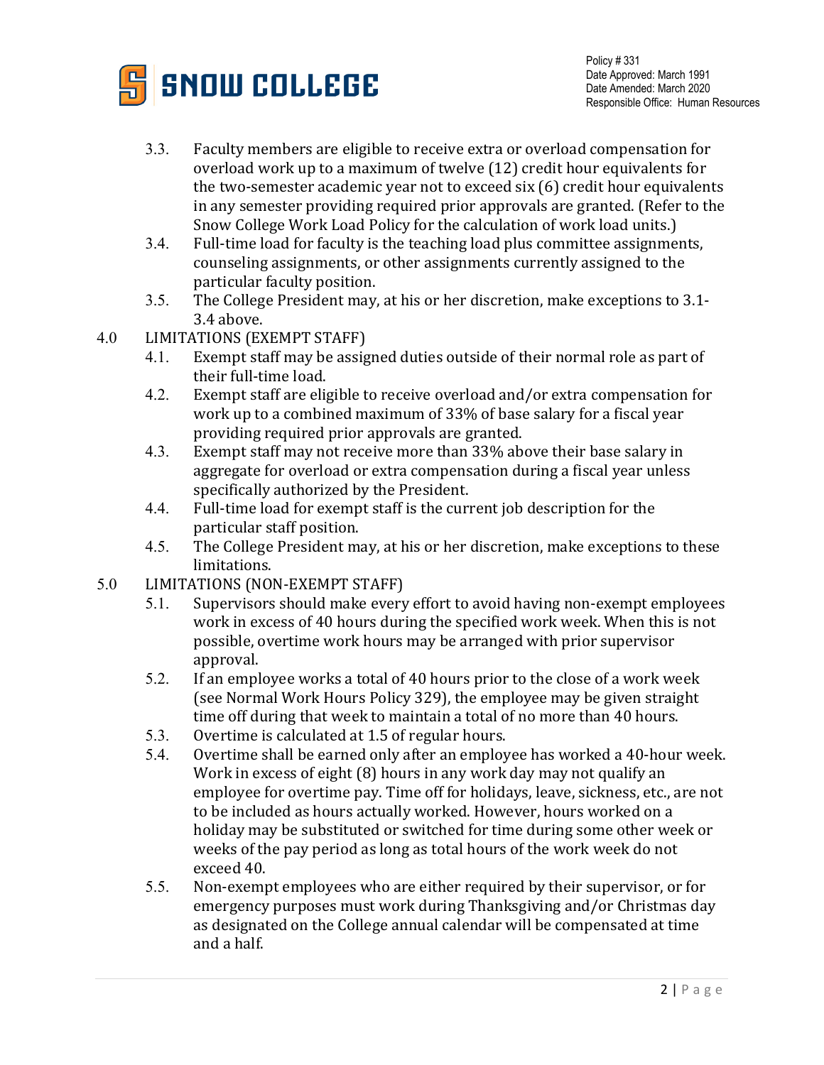3.3. Faculty members are eligible to receive extra or overload compensation for overload work up to a maximum of twelve (12) credit hour equivalents for the two-semester academic year not to exceed six (6) credit hour equivalents in any semester providing required prior approvals are granted. (Refer to the Snow College Work Load Policy for the calculation of work load units.)

3.4. Full-time load for faculty is the teaching load plus committee assignments, counseling assignments, or other assignments currently assigned to the particular faculty position.

3.5. The College President may, at his or her discretion, make exceptions to 3.1-3.4 above.

## 4.0 LIMITATIONS (EXEMPT STAFF)

4.1. Exempt staff may be assigned duties outside of their normal role as part of their full-time load.

4.2. Exempt staff are eligible to receive overload and/or extra compensation for work up to a combined maximum of 33% of base salary for a fiscal year providing required prior approvals are granted.

4.3. Exempt staff may not receive more than 33% above their base salary in aggregate for overload or extra compensation during a fiscal year unless specifically authorized by the President.

4.4. Full-time load for exempt staff is the current job description for the particular staff position.

4.5. The College President may, at his or her discretion, make exceptions to these limitations.

## 5.0 LIMITATIONS (NON-EXEMPT STAFF)

5.1. Supervisors should make every effort to avoid having non-exempt employees work in excess of 40 hours during the specified work week. When this is not possible, overtime work hours may be arranged with prior supervisor approval.

5.2. If an employee works a total of 40 hours prior to the close of a work week (see Normal Work Hours Policy 329), the employee may be given straight time off during that week to maintain a total of no more than 40 hours.

5.3. Overtime is calculated at 1.5 of regular hours.

5.4. Overtime shall be earned only after an employee has worked a 40-hour week. Work in excess of eight (8) hours in any work day may not qualify an employee for overtime pay. Time off for holidays, leave, sickness, etc., are not to be included as hours actually worked. However, hours worked on a holiday may be substituted or switched for time during some other week or weeks of the pay period as long as total hours of the work week do not exceed 40.

5.5. Non-exempt employees who are either required by their supervisor, or for emergency purposes must work during Thanksgiving and/or Christmas day as designated on the College annual calendar will be compensated at time and a half.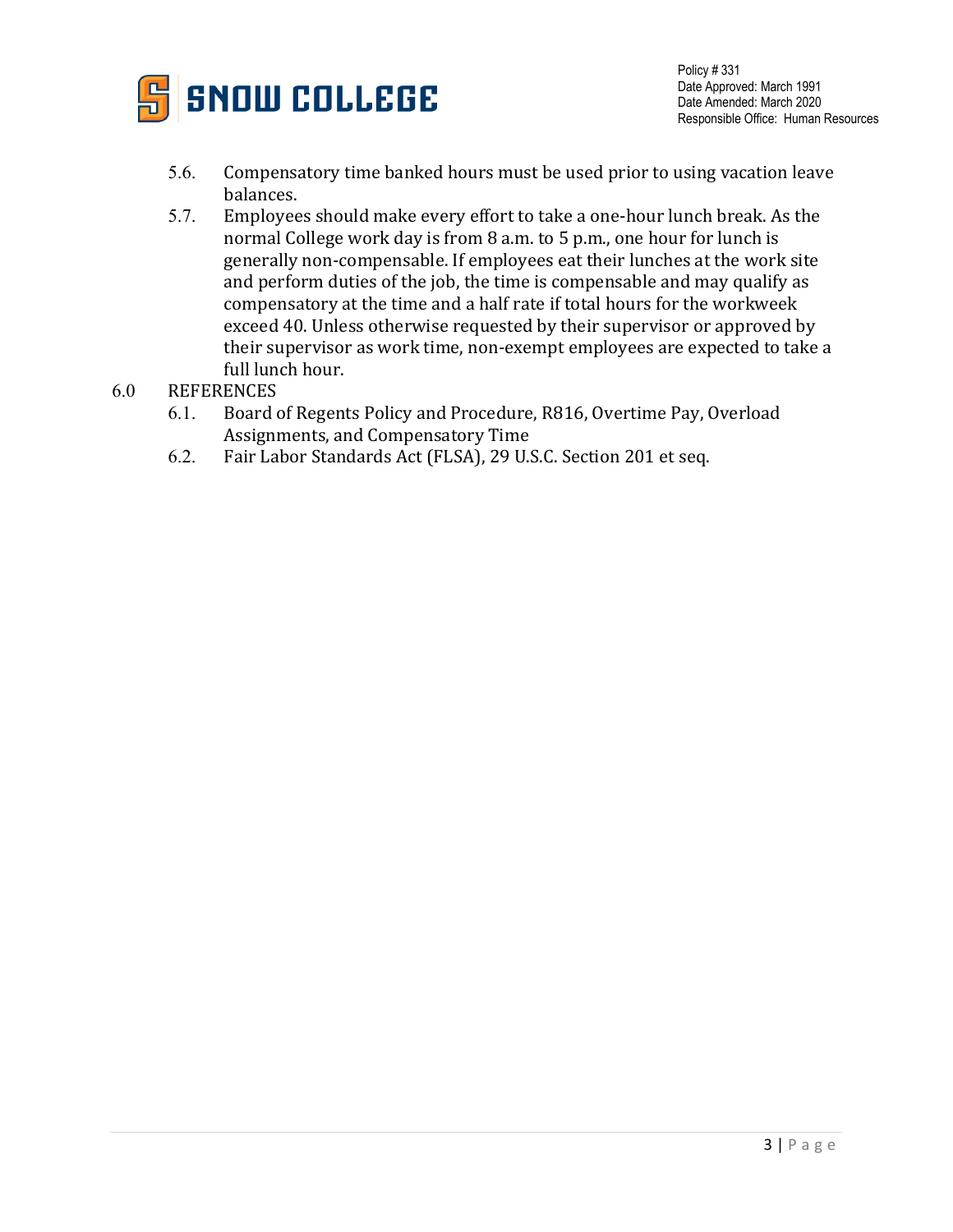5.6. Compensatory time banked hours must be used prior to using vacation leave balances.

5.7. Employees should make every effort to take a one-hour lunch break. As the normal College work day is from 8 a.m. to 5 p.m., one hour for lunch is generally non-compensable. If employees eat their lunches at the work site and perform duties of the job, the time is compensable and may qualify as compensatory at the time and a half rate if total hours for the workweek exceed 40. Unless otherwise requested by their supervisor or approved by their supervisor as work time, non-exempt employees are expected to take a full lunch hour.

## 6.0 REFERENCES

6.1. Board of Regents Policy and Procedure, R816, Overtime Pay, Overload Assignments, and Compensatory Time

6.2. Fair Labor Standards Act (FLSA), 29 U.S.C. Section 201 et seq.